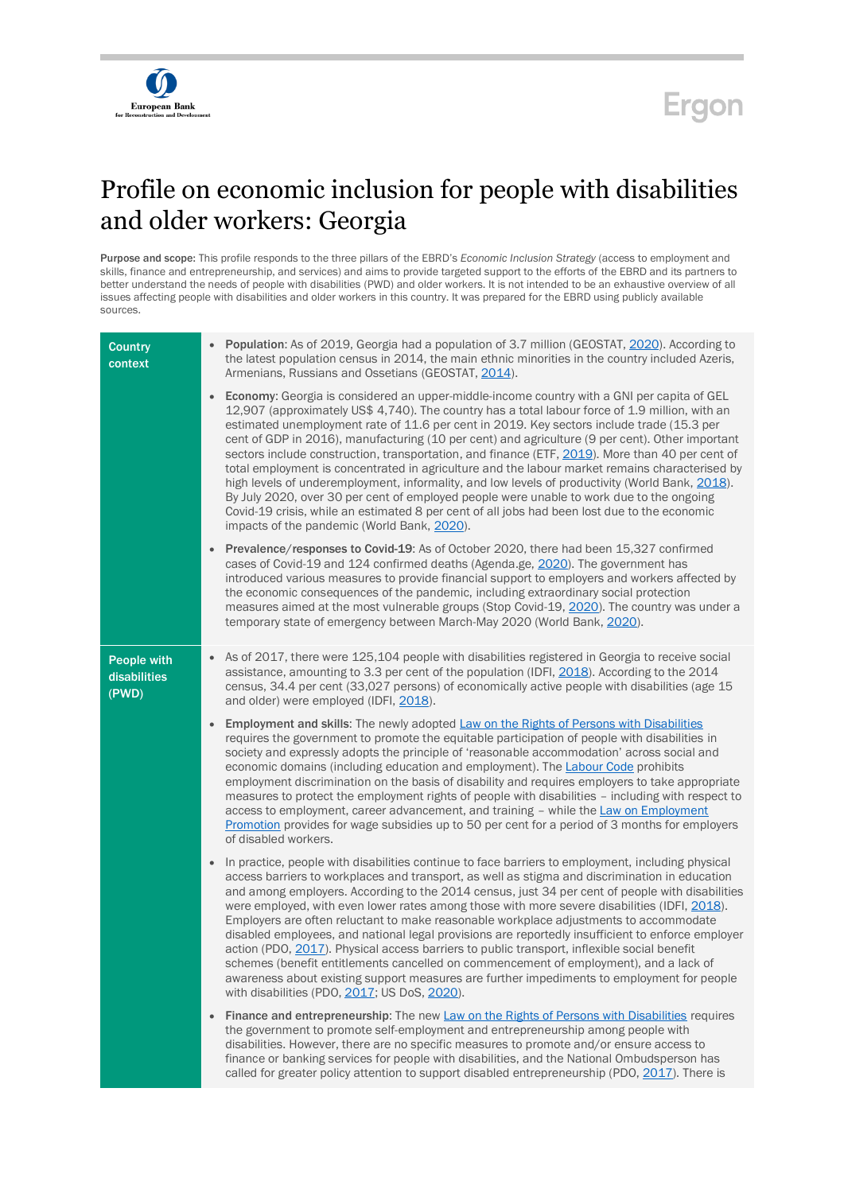# Profile on economic inclusion for people with disabilities and older workers: Georgia

**Purpose and scope:** This profile responds to the three pillars of the EBRD's *Economic Inclusion Strategy* (access to employment and skills, finance and entrepreneurship, and services) and aims to provide targeted support to the efforts of the EBRD and its partners to better understand the needs of people with disabilities (PWD) and older workers. It is not intended to be an exhaustive overview of all issues affecting people with disabilities and older workers in this country. It was prepared for the EBRD using publicly available sources.

| | |
|---|---|
| **Country context** | • **Population**: As of 2019, Georgia had a population of 3.7 million (GEOSTAT, 2020). According to the latest population census in 2014, the main ethnic minorities in the country included Azeris, Armenians, Russians and Ossetians (GEOSTAT, 2014).<br><br>• **Economy**: Georgia is considered an upper-middle-income country with a GNI per capita of GEL 12,907 (approximately US$ 4,740). The country has a total labour force of 1.9 million, with an estimated unemployment rate of 11.6 per cent in 2019. Key sectors include trade (15.3 per cent of GDP in 2016), manufacturing (10 per cent) and agriculture (9 per cent). Other important sectors include construction, transportation, and finance (ETF, 2019). More than 40 per cent of total employment is concentrated in agriculture and the labour market remains characterised by high levels of underemployment, informality, and low levels of productivity (World Bank, 2018). By July 2020, over 30 per cent of employed people were unable to work due to the ongoing Covid-19 crisis, while an estimated 8 per cent of all jobs had been lost due to the economic impacts of the pandemic (World Bank, 2020).<br><br>• **Prevalence/responses to Covid-19**: As of October 2020, there had been 15,327 confirmed cases of Covid-19 and 124 confirmed deaths (Agenda.ge, 2020). The government has introduced various measures to provide financial support to employers and workers affected by the economic consequences of the pandemic, including extraordinary social protection measures aimed at the most vulnerable groups (Stop Covid-19, 2020). The country was under a temporary state of emergency between March-May 2020 (World Bank, 2020). |
| **People with disabilities (PWD)** | • As of 2017, there were 125,104 people with disabilities registered in Georgia to receive social assistance, amounting to 3.3 per cent of the population (IDFI, 2018). According to the 2014 census, 34.4 per cent (33,027 persons) of economically active people with disabilities (age 15 and older) were employed (IDFI, 2018).<br><br>• **Employment and skills**: The newly adopted Law on the Rights of Persons with Disabilities requires the government to promote the equitable participation of people with disabilities in society and expressly adopts the principle of 'reasonable accommodation' across social and economic domains (including education and employment). The Labour Code prohibits employment discrimination on the basis of disability and requires employers to take appropriate measures to protect the employment rights of people with disabilities – including with respect to access to employment, career advancement, and training – while the Law on Employment Promotion provides for wage subsidies up to 50 per cent for a period of 3 months for employers of disabled workers.<br><br>• In practice, people with disabilities continue to face barriers to employment, including physical access barriers to workplaces and transport, as well as stigma and discrimination in education and among employers. According to the 2014 census, just 34 per cent of people with disabilities were employed, with even lower rates among those with more severe disabilities (IDFI, 2018). Employers are often reluctant to make reasonable workplace adjustments to accommodate disabled employees, and national legal provisions are reportedly insufficient to enforce employer action (PDO, 2017). Physical access barriers to public transport, inflexible social benefit schemes (benefit entitlements cancelled on commencement of employment), and a lack of awareness about existing support measures are further impediments to employment for people with disabilities (PDO, 2017; US DoS, 2020).<br><br>• **Finance and entrepreneurship**: The new Law on the Rights of Persons with Disabilities requires the government to promote self-employment and entrepreneurship among people with disabilities. However, there are no specific measures to promote and/or ensure access to finance or banking services for people with disabilities, and the National Ombudsperson has called for greater policy attention to support disabled entrepreneurship (PDO, 2017). There is |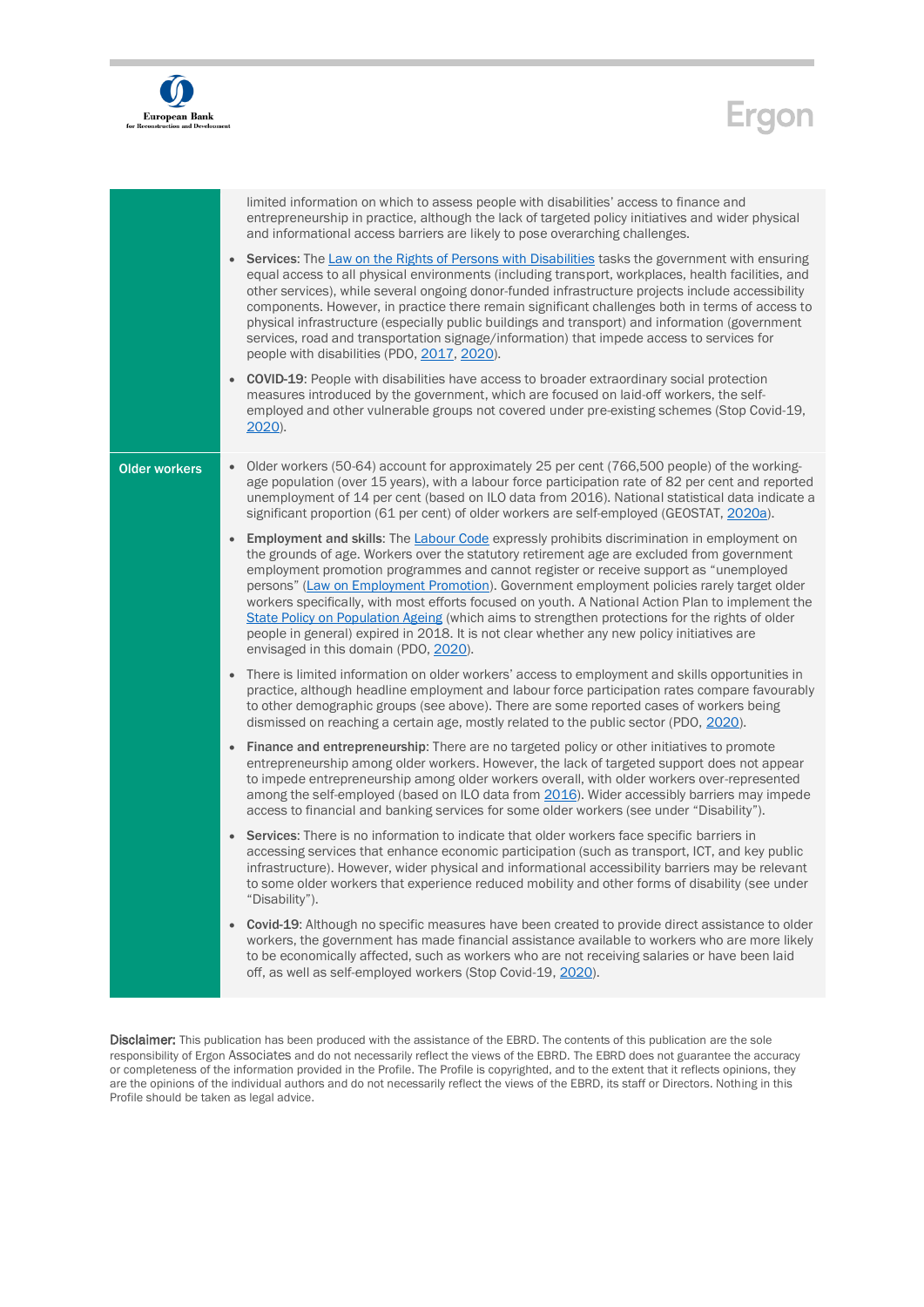| | |
|---|---|
| | limited information on which to assess people with disabilities' access to finance and entrepreneurship in practice, although the lack of targeted policy initiatives and wider physical and informational access barriers are likely to pose overarching challenges.<br><br>• **Services**: The Law on the Rights of Persons with Disabilities tasks the government with ensuring equal access to all physical environments (including transport, workplaces, health facilities, and other services), while several ongoing donor-funded infrastructure projects include accessibility components. However, in practice there remain significant challenges both in terms of access to physical infrastructure (especially public buildings and transport) and information (government services, road and transportation signage/information) that impede access to services for people with disabilities (PDO, 2017, 2020).<br><br>• **COVID-19**: People with disabilities have access to broader extraordinary social protection measures introduced by the government, which are focused on laid-off workers, the self-employed and other vulnerable groups not covered under pre-existing schemes (Stop Covid-19, 2020). |
| **Older workers** | • Older workers (50-64) account for approximately 25 per cent (766,500 people) of the working-age population (over 15 years), with a labour force participation rate of 82 per cent and reported unemployment of 14 per cent (based on ILO data from 2016). National statistical data indicate a significant proportion (61 per cent) of older workers are self-employed (GEOSTAT, 2020a).<br><br>• **Employment and skills**: The Labour Code expressly prohibits discrimination in employment on the grounds of age. Workers over the statutory retirement age are excluded from government employment promotion programmes and cannot register or receive support as "unemployed persons" (Law on Employment Promotion). Government employment policies rarely target older workers specifically, with most efforts focused on youth. A National Action Plan to implement the State Policy on Population Ageing (which aims to strengthen protections for the rights of older people in general) expired in 2018. It is not clear whether any new policy initiatives are envisaged in this domain (PDO, 2020).<br><br>• There is limited information on older workers' access to employment and skills opportunities in practice, although headline employment and labour force participation rates compare favourably to other demographic groups (see above). There are some reported cases of workers being dismissed on reaching a certain age, mostly related to the public sector (PDO, 2020).<br><br>• **Finance and entrepreneurship**: There are no targeted policy or other initiatives to promote entrepreneurship among older workers. However, the lack of targeted support does not appear to impede entrepreneurship among older workers overall, with older workers over-represented among the self-employed (based on ILO data from 2016). Wider accessibly barriers may impede access to financial and banking services for some older workers (see under "Disability").<br><br>• **Services**: There is no information to indicate that older workers face specific barriers in accessing services that enhance economic participation (such as transport, ICT, and key public infrastructure). However, wider physical and informational accessibility barriers may be relevant to some older workers that experience reduced mobility and other forms of disability (see under "Disability").<br><br>• **Covid-19**: Although no specific measures have been created to provide direct assistance to older workers, the government has made financial assistance available to workers who are more likely to be economically affected, such as workers who are not receiving salaries or have been laid off, as well as self-employed workers (Stop Covid-19, 2020). |

**Disclaimer:** This publication has been produced with the assistance of the EBRD. The contents of this publication are the sole responsibility of Ergon Associates and do not necessarily reflect the views of the EBRD. The EBRD does not guarantee the accuracy or completeness of the information provided in the Profile. The Profile is copyrighted, and to the extent that it reflects opinions, they are the opinions of the individual authors and do not necessarily reflect the views of the EBRD, its staff or Directors. Nothing in this Profile should be taken as legal advice.